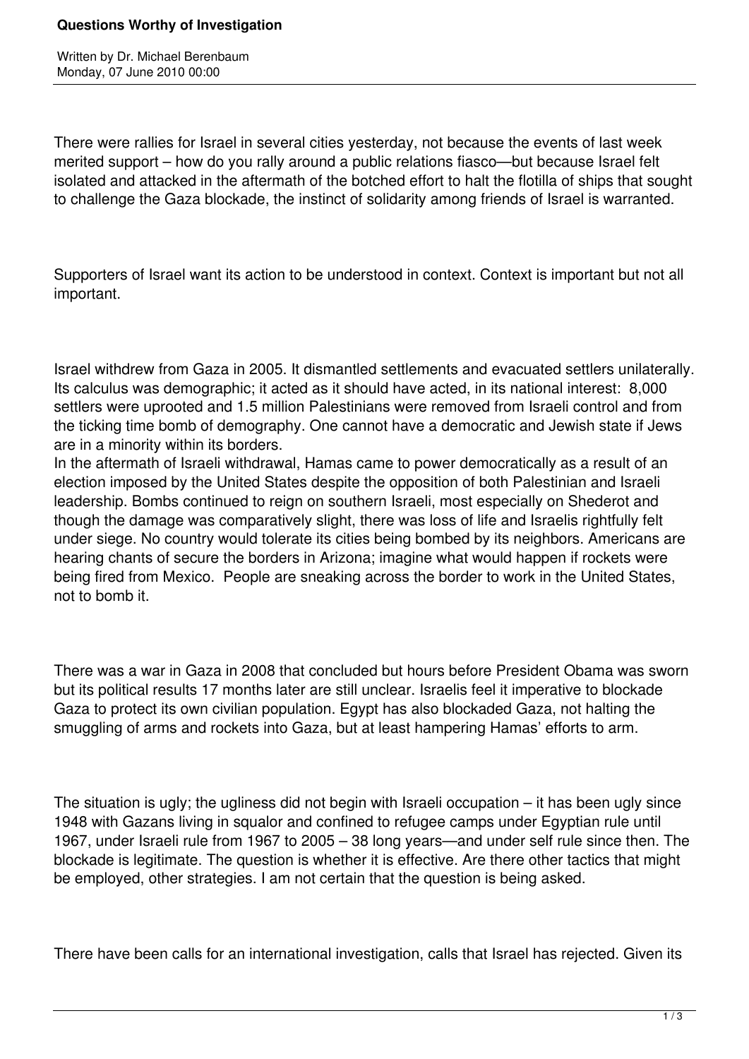# Questions Worthy of Investigation

Written by Dr. Michael Berenbaum
Monday, 07 June 2010 00:00

There were rallies for Israel in several cities yesterday, not because the events of last week merited support – how do you rally around a public relations fiasco—but because Israel felt isolated and attacked in the aftermath of the botched effort to halt the flotilla of ships that sought to challenge the Gaza blockade, the instinct of solidarity among friends of Israel is warranted.

Supporters of Israel want its action to be understood in context. Context is important but not all important.

Israel withdrew from Gaza in 2005. It dismantled settlements and evacuated settlers unilaterally. Its calculus was demographic; it acted as it should have acted, in its national interest: 8,000 settlers were uprooted and 1.5 million Palestinians were removed from Israeli control and from the ticking time bomb of demography. One cannot have a democratic and Jewish state if Jews are in a minority within its borders.

In the aftermath of Israeli withdrawal, Hamas came to power democratically as a result of an election imposed by the United States despite the opposition of both Palestinian and Israeli leadership. Bombs continued to reign on southern Israeli, most especially on Shederot and though the damage was comparatively slight, there was loss of life and Israelis rightfully felt under siege. No country would tolerate its cities being bombed by its neighbors. Americans are hearing chants of secure the borders in Arizona; imagine what would happen if rockets were being fired from Mexico. People are sneaking across the border to work in the United States, not to bomb it.

There was a war in Gaza in 2008 that concluded but hours before President Obama was sworn but its political results 17 months later are still unclear. Israelis feel it imperative to blockade Gaza to protect its own civilian population. Egypt has also blockaded Gaza, not halting the smuggling of arms and rockets into Gaza, but at least hampering Hamas' efforts to arm.

The situation is ugly; the ugliness did not begin with Israeli occupation – it has been ugly since 1948 with Gazans living in squalor and confined to refugee camps under Egyptian rule until 1967, under Israeli rule from 1967 to 2005 – 38 long years—and under self rule since then. The blockade is legitimate. The question is whether it is effective. Are there other tactics that might be employed, other strategies. I am not certain that the question is being asked.

There have been calls for an international investigation, calls that Israel has rejected. Given its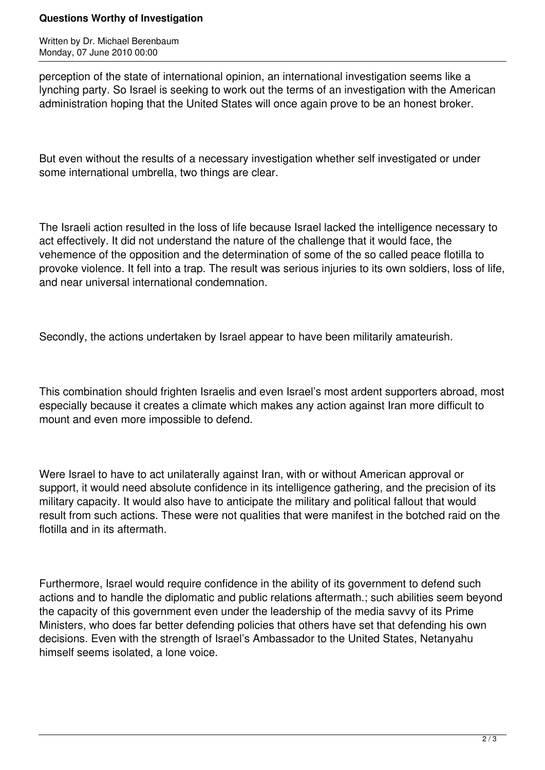perception of the state of international opinion, an international investigation seems like a lynching party. So Israel is seeking to work out the terms of an investigation with the American administration hoping that the United States will once again prove to be an honest broker.

But even without the results of a necessary investigation whether self investigated or under some international umbrella, two things are clear.

The Israeli action resulted in the loss of life because Israel lacked the intelligence necessary to act effectively. It did not understand the nature of the challenge that it would face, the vehemence of the opposition and the determination of some of the so called peace flotilla to provoke violence. It fell into a trap. The result was serious injuries to its own soldiers, loss of life, and near universal international condemnation.

Secondly, the actions undertaken by Israel appear to have been militarily amateurish.

This combination should frighten Israelis and even Israel's most ardent supporters abroad, most especially because it creates a climate which makes any action against Iran more difficult to mount and even more impossible to defend.

Were Israel to have to act unilaterally against Iran, with or without American approval or support, it would need absolute confidence in its intelligence gathering, and the precision of its military capacity. It would also have to anticipate the military and political fallout that would result from such actions. These were not qualities that were manifest in the botched raid on the flotilla and in its aftermath.

Furthermore, Israel would require confidence in the ability of its government to defend such actions and to handle the diplomatic and public relations aftermath.; such abilities seem beyond the capacity of this government even under the leadership of the media savvy of its Prime Ministers, who does far better defending policies that others have set that defending his own decisions. Even with the strength of Israel's Ambassador to the United States, Netanyahu himself seems isolated, a lone voice.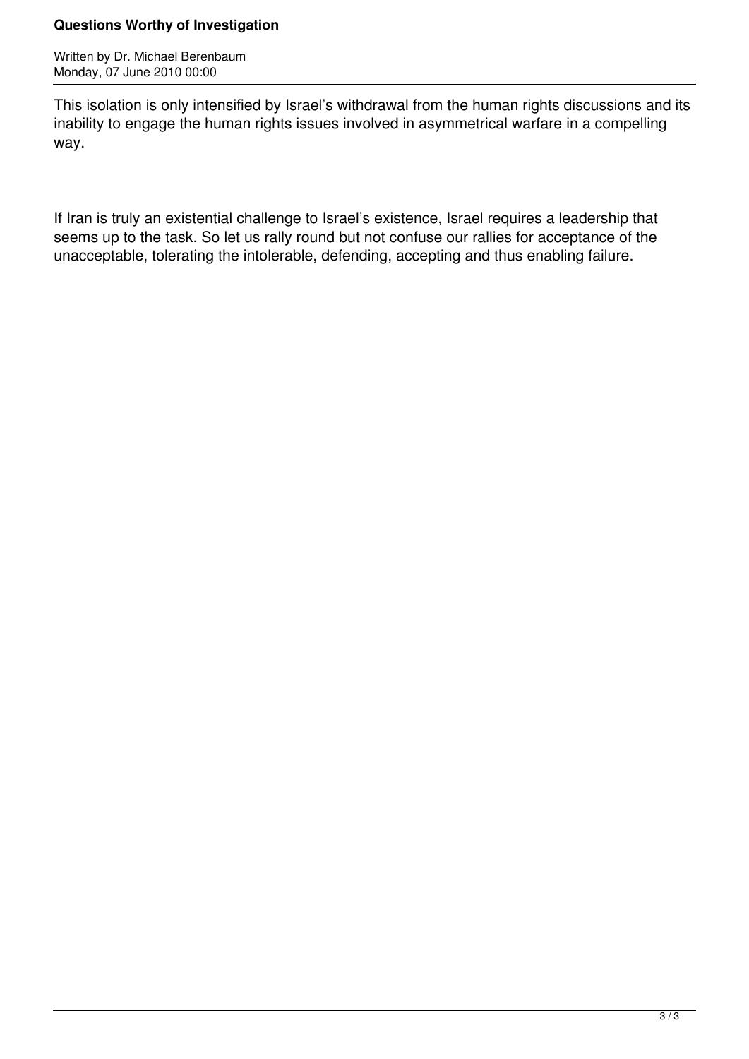This isolation is only intensified by Israel’s withdrawal from the human rights discussions and its inability to engage the human rights issues involved in asymmetrical warfare in a compelling way.

If Iran is truly an existential challenge to Israel’s existence, Israel requires a leadership that seems up to the task. So let us rally round but not confuse our rallies for acceptance of the unacceptable, tolerating the intolerable, defending, accepting and thus enabling failure.